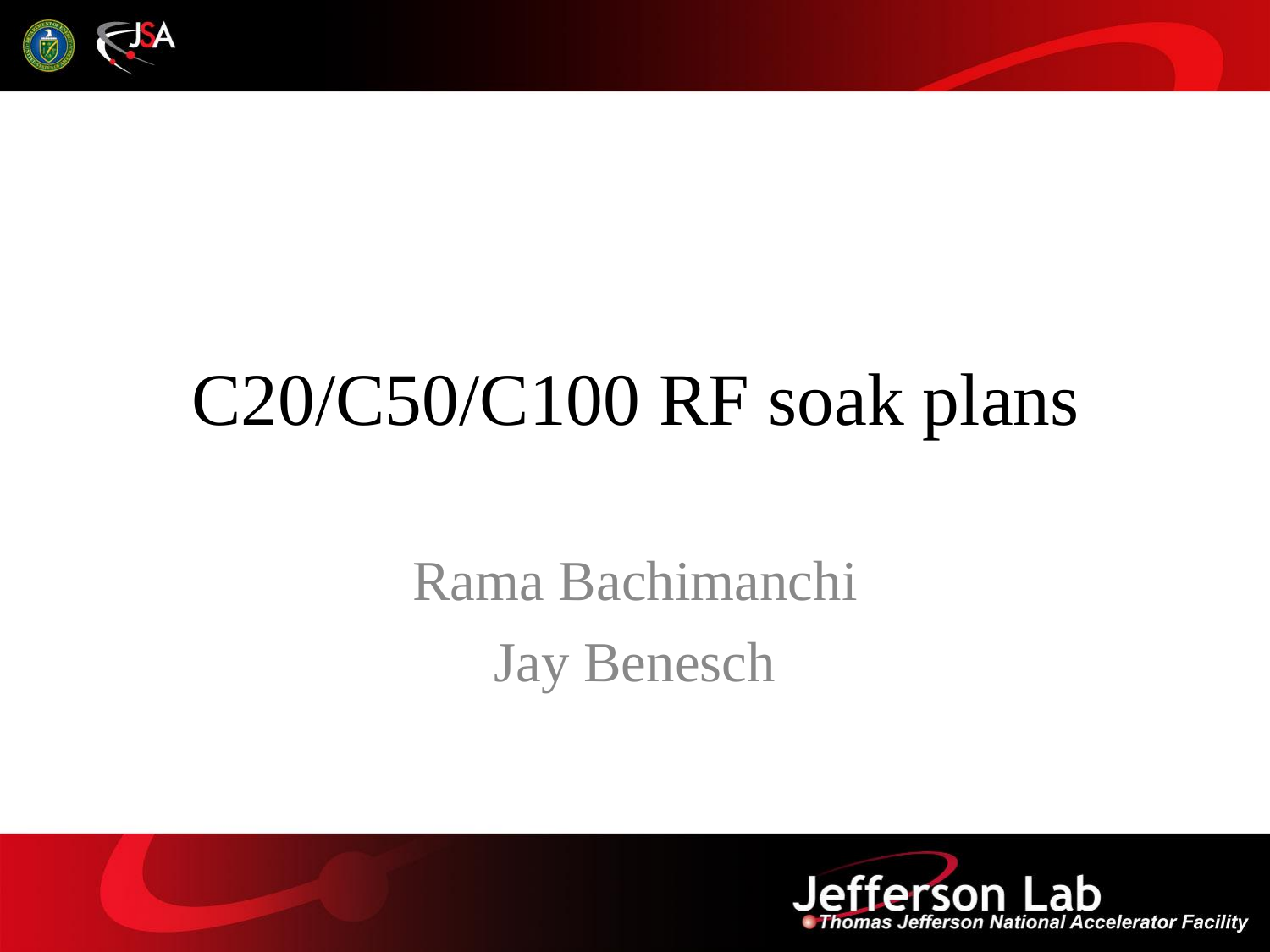# C20/C50/C100 RF soak plans

Rama Bachimanchi

Jay Benesch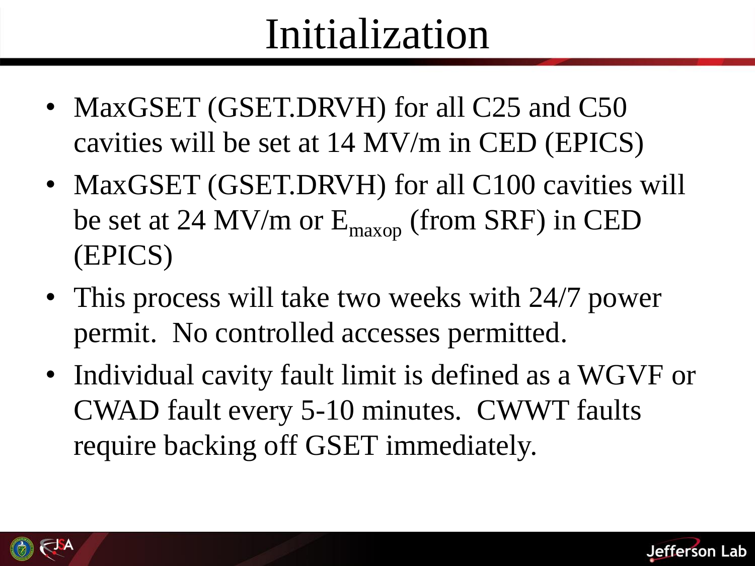# Initialization

- MaxGSET (GSET.DRVH) for all C25 and C50 cavities will be set at 14 MV/m in CED (EPICS)
- MaxGSET (GSET.DRVH) for all C100 cavities will be set at 24 MV/m or $E_{maxop}$ (from SRF) in CED (EPICS)
- This process will take two weeks with 24/7 power permit. No controlled accesses permitted.
- Individual cavity fault limit is defined as a WGVF or CWAD fault every 5-10 minutes. CWWT faults require backing off GSET immediately.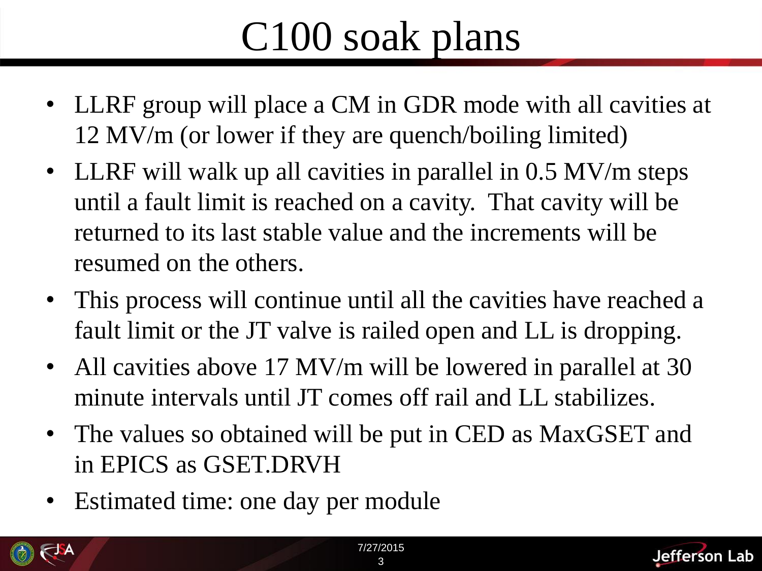# C100 soak plans

- LLRF group will place a CM in GDR mode with all cavities at 12 MV/m (or lower if they are quench/boiling limited)
- LLRF will walk up all cavities in parallel in 0.5 MV/m steps until a fault limit is reached on a cavity. That cavity will be returned to its last stable value and the increments will be resumed on the others.
- This process will continue until all the cavities have reached a fault limit or the JT valve is railed open and LL is dropping.
- All cavities above 17 MV/m will be lowered in parallel at 30 minute intervals until JT comes off rail and LL stabilizes.
- The values so obtained will be put in CED as MaxGSET and in EPICS as GSET.DRVH
- Estimated time: one day per module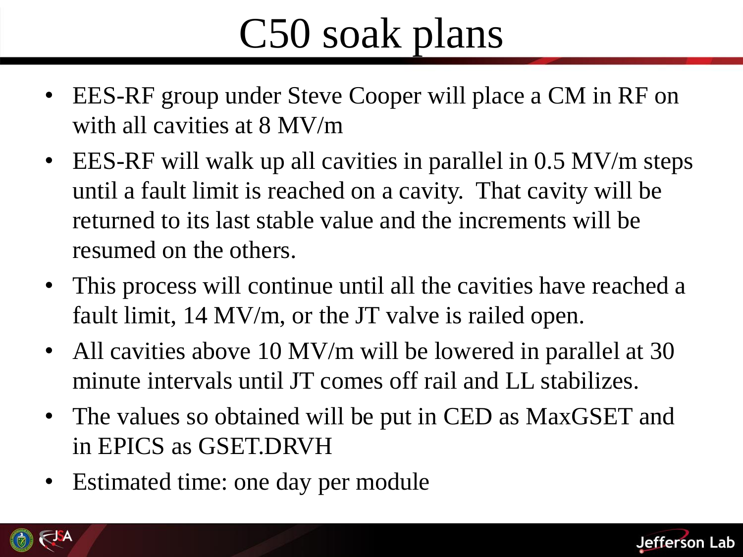# C50 soak plans

- EES-RF group under Steve Cooper will place a CM in RF on with all cavities at 8 MV/m
- EES-RF will walk up all cavities in parallel in 0.5 MV/m steps until a fault limit is reached on a cavity. That cavity will be returned to its last stable value and the increments will be resumed on the others.
- This process will continue until all the cavities have reached a fault limit, 14 MV/m, or the JT valve is railed open.
- All cavities above 10 MV/m will be lowered in parallel at 30 minute intervals until JT comes off rail and LL stabilizes.
- The values so obtained will be put in CED as MaxGSET and in EPICS as GSET.DRVH
- Estimated time: one day per module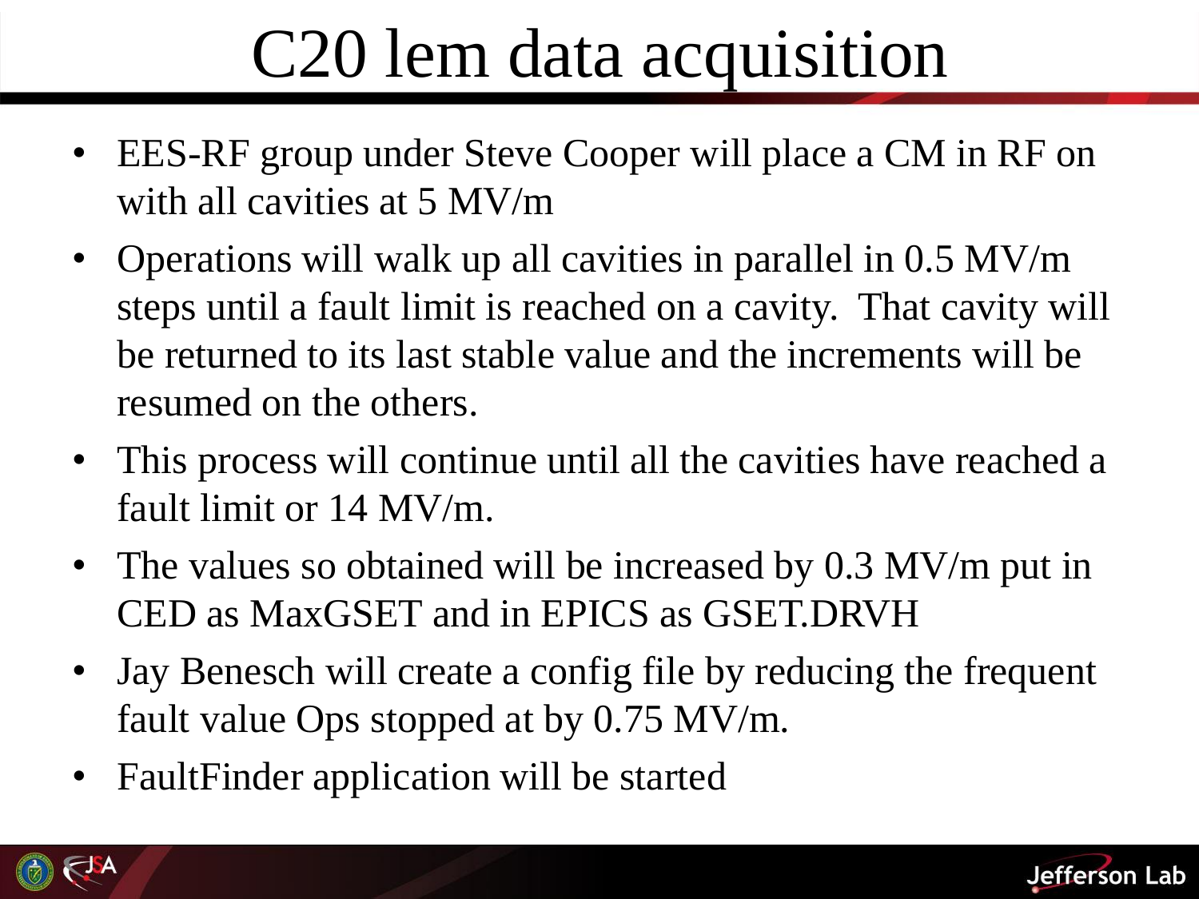# C20 lem data acquisition

- EES-RF group under Steve Cooper will place a CM in RF on with all cavities at 5 MV/m
- Operations will walk up all cavities in parallel in 0.5 MV/m steps until a fault limit is reached on a cavity. That cavity will be returned to its last stable value and the increments will be resumed on the others.
- This process will continue until all the cavities have reached a fault limit or 14 MV/m.
- The values so obtained will be increased by 0.3 MV/m put in CED as MaxGSET and in EPICS as GSET.DRVH
- Jay Benesch will create a config file by reducing the frequent fault value Ops stopped at by 0.75 MV/m.
- FaultFinder application will be started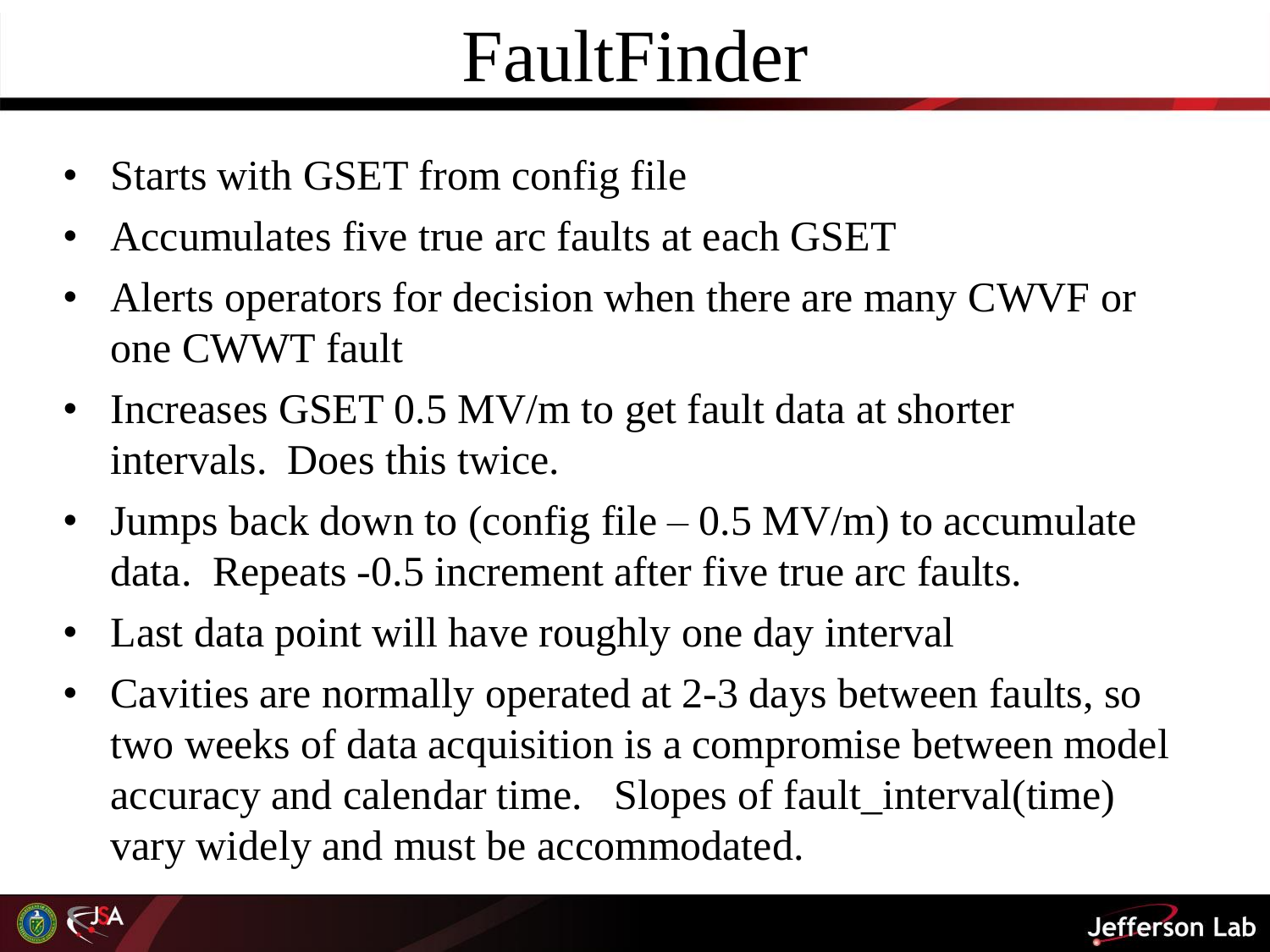# FaultFinder

- Starts with GSET from config file
- Accumulates five true arc faults at each GSET
- Alerts operators for decision when there are many CWVF or one CWWT fault
- Increases GSET 0.5 MV/m to get fault data at shorter intervals. Does this twice.
- Jumps back down to (config file – 0.5 MV/m) to accumulate data. Repeats -0.5 increment after five true arc faults.
- Last data point will have roughly one day interval
- Cavities are normally operated at 2-3 days between faults, so two weeks of data acquisition is a compromise between model accuracy and calendar time. Slopes of fault_interval(time) vary widely and must be accommodated.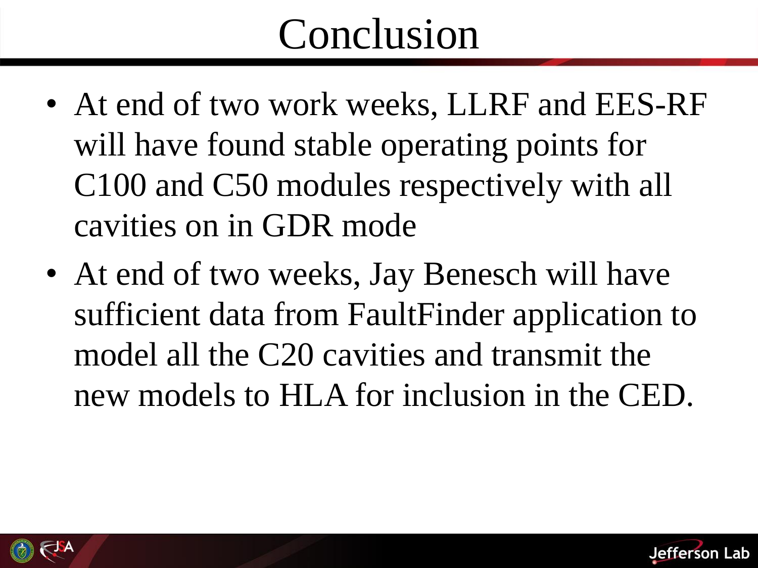# Conclusion

- At end of two work weeks, LLRF and EES-RF will have found stable operating points for C100 and C50 modules respectively with all cavities on in GDR mode
- At end of two weeks, Jay Benesch will have sufficient data from FaultFinder application to model all the C20 cavities and transmit the new models to HLA for inclusion in the CED.